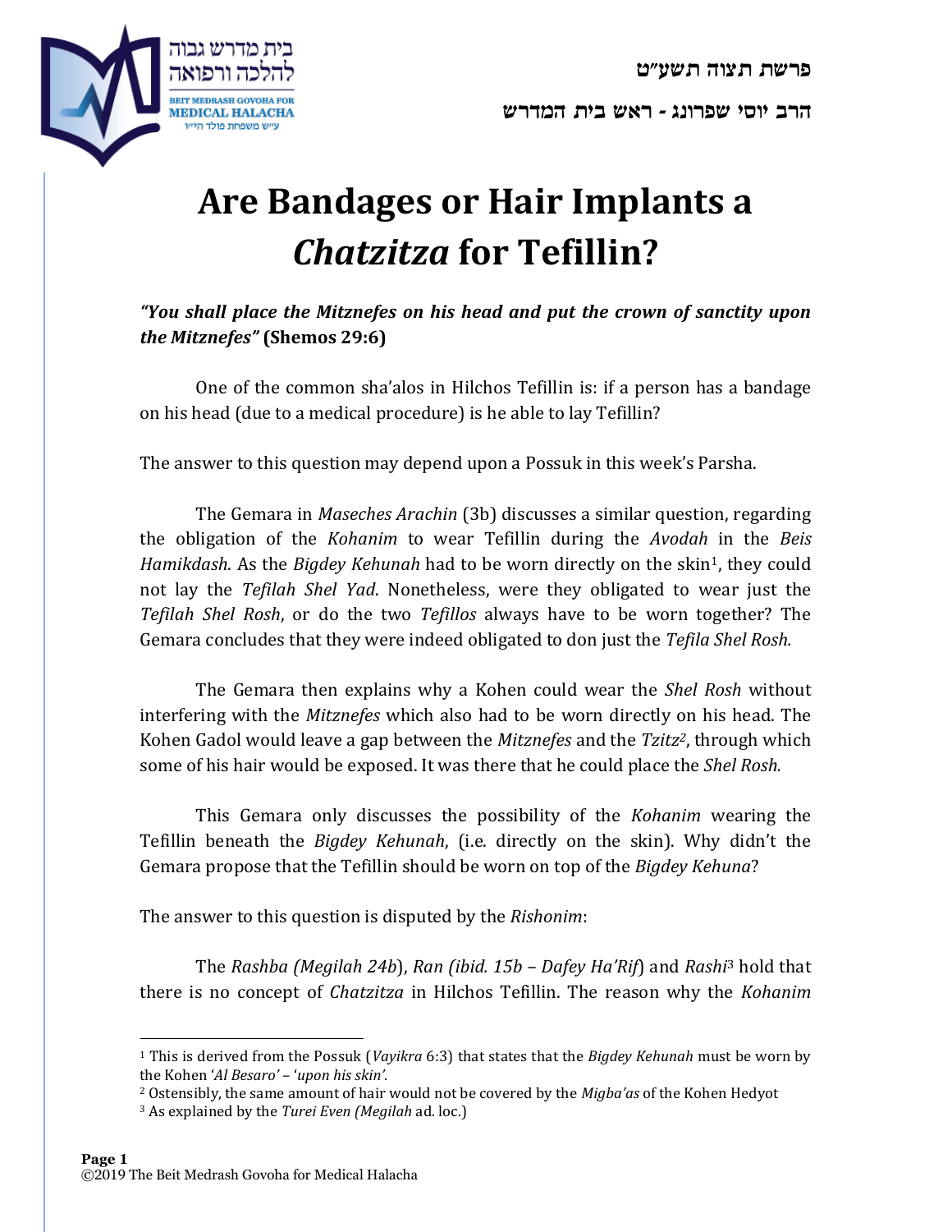פרשת תצוה תשע"ט

הרב יוסי שפרונג - ראש בית המדרש

# Are Bandages or Hair Implants a *Chatzitza* for Tefillin?

***"You shall place the Mitznefes on his head and put the crown of sanctity upon the Mitznefes"* (Shemos 29:6)**

One of the common sha'alos in Hilchos Tefillin is: if a person has a bandage on his head (due to a medical procedure) is he able to lay Tefillin?

The answer to this question may depend upon a Possuk in this week's Parsha.

The Gemara in *Maseches Arachin* (3b) discusses a similar question, regarding the obligation of the *Kohanim* to wear Tefillin during the *Avodah* in the *Beis Hamikdash*. As the *Bigdey Kehunah* had to be worn directly on the skin[1], they could not lay the *Tefilah Shel Yad*. Nonetheless, were they obligated to wear just the *Tefilah Shel Rosh*, or do the two *Tefillos* always have to be worn together? The Gemara concludes that they were indeed obligated to don just the *Tefila Shel Rosh.*

The Gemara then explains why a Kohen could wear the *Shel Rosh* without interfering with the *Mitznefes* which also had to be worn directly on his head. The Kohen Gadol would leave a gap between the *Mitznefes* and the *Tzitz*[2], through which some of his hair would be exposed. It was there that he could place the *Shel Rosh.*

This Gemara only discusses the possibility of the *Kohanim* wearing the Tefillin beneath the *Bigdey Kehunah*, (i.e. directly on the skin). Why didn't the Gemara propose that the Tefillin should be worn on top of the *Bigdey Kehuna*?

The answer to this question is disputed by the *Rishonim*:

The *Rashba (Megilah 24b)*, *Ran (ibid. 15b – Dafey Ha'Rif)* and *Rashi*[3] hold that there is no concept of *Chatzitza* in Hilchos Tefillin. The reason why the *Kohanim*

---

[1] This is derived from the Possuk (*Vayikra* 6:3) that states that the *Bigdey Kehunah* must be worn by the Kohen '*Al Besaro' – 'upon his skin'.*

[2] Ostensibly, the same amount of hair would not be covered by the *Migba'as* of the Kohen Hedyot

[3] As explained by the *Turei Even (Megilah* ad. loc.)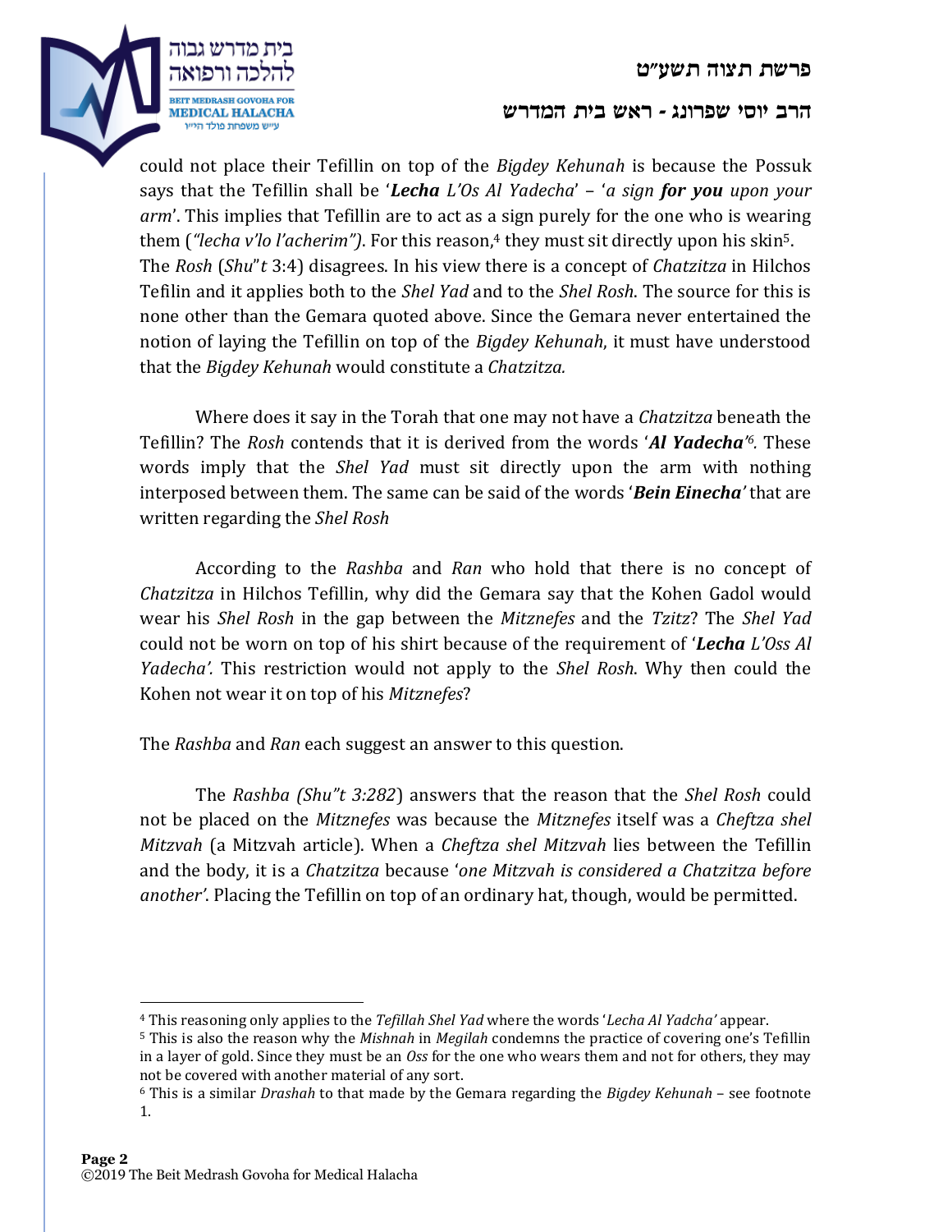could not place their Tefillin on top of the *Bigdey Kehunah* is because the Possuk says that the Tefillin shall be '***Lecha** L'Os Al Yadecha*' – '*a sign **for you** upon your arm*'. This implies that Tefillin are to act as a sign purely for the one who is wearing them (*"lecha v'lo l'acherim")*. For this reason,[4] they must sit directly upon his skin[5]. The *Rosh* (*Shu"t* 3:4) disagrees. In his view there is a concept of *Chatzitza* in Hilchos Tefilin and it applies both to the *Shel Yad* and to the *Shel Rosh*. The source for this is none other than the Gemara quoted above. Since the Gemara never entertained the notion of laying the Tefillin on top of the *Bigdey Kehunah*, it must have understood that the *Bigdey Kehunah* would constitute a *Chatzitza.*

Where does it say in the Torah that one may not have a *Chatzitza* beneath the Tefillin? The *Rosh* contends that it is derived from the words '***Al Yadecha***'[6]. These words imply that the *Shel Yad* must sit directly upon the arm with nothing interposed between them. The same can be said of the words '***Bein Einecha***' that are written regarding the *Shel Rosh*

According to the *Rashba* and *Ran* who hold that there is no concept of *Chatzitza* in Hilchos Tefillin, why did the Gemara say that the Kohen Gadol would wear his *Shel Rosh* in the gap between the *Mitznefes* and the *Tzitz*? The *Shel Yad* could not be worn on top of his shirt because of the requirement of '***Lecha** L'Oss Al Yadecha'.* This restriction would not apply to the *Shel Rosh*. Why then could the Kohen not wear it on top of his *Mitznefes*?

The *Rashba* and *Ran* each suggest an answer to this question.

The *Rashba (Shu"t 3:282*) answers that the reason that the *Shel Rosh* could not be placed on the *Mitznefes* was because the *Mitznefes* itself was a *Cheftza shel Mitzvah* (a Mitzvah article). When a *Cheftza shel Mitzvah* lies between the Tefillin and the body, it is a *Chatzitza* because '*one Mitzvah is considered a Chatzitza before another'.* Placing the Tefillin on top of an ordinary hat, though, would be permitted.

---

[4] This reasoning only applies to the *Tefillah Shel Yad* where the words '*Lecha Al Yadcha'* appear.

[5] This is also the reason why the *Mishnah* in *Megilah* condemns the practice of covering one's Tefillin in a layer of gold. Since they must be an *Oss* for the one who wears them and not for others, they may not be covered with another material of any sort.

[6] This is a similar *Drashah* to that made by the Gemara regarding the *Bigdey Kehunah* – see footnote 1.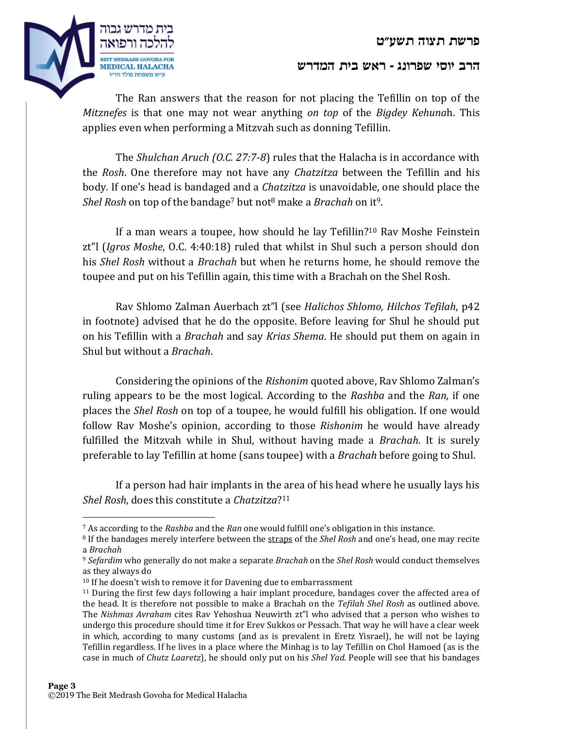The Ran answers that the reason for not placing the Tefillin on top of the *Mitznefes* is that one may not wear anything *on top* of the *Bigdey Kehuna*h. This applies even when performing a Mitzvah such as donning Tefillin.

The *Shulchan Aruch (O.C. 27:7-8*) rules that the Halacha is in accordance with the *Rosh*. One therefore may not have any *Chatzitza* between the Tefillin and his body. If one's head is bandaged and a *Chatzitza* is unavoidable, one should place the *Shel Rosh* on top of the bandage[7] but not[8] make a *Brachah* on it[9].

If a man wears a toupee, how should he lay Tefillin?[10] Rav Moshe Feinstein zt"l (*Igros Moshe*, O.C. 4:40:18) ruled that whilst in Shul such a person should don his *Shel Rosh* without a *Brachah* but when he returns home, he should remove the toupee and put on his Tefillin again, this time with a Brachah on the Shel Rosh.

Rav Shlomo Zalman Auerbach zt"l (see *Halichos Shlomo, Hilchos Tefilah*, p42 in footnote) advised that he do the opposite. Before leaving for Shul he should put on his Tefillin with a *Brachah* and say *Krias Shema*. He should put them on again in Shul but without a *Brachah*.

Considering the opinions of the *Rishonim* quoted above, Rav Shlomo Zalman's ruling appears to be the most logical. According to the *Rashba* and the *Ran,* if one places the *Shel Rosh* on top of a toupee, he would fulfill his obligation. If one would follow Rav Moshe's opinion, according to those *Rishonim* he would have already fulfilled the Mitzvah while in Shul, without having made a *Brachah*. It is surely preferable to lay Tefillin at home (sans toupee) with a *Brachah* before going to Shul.

If a person had hair implants in the area of his head where he usually lays his *Shel Rosh*, does this constitute a *Chatzitza*?[11]

---

[7] As according to the *Rashba* and the *Ran* one would fulfill one's obligation in this instance.

[8] If the bandages merely interfere between the straps of the *Shel Rosh* and one's head, one may recite a *Brachah*

[9] *Sefardim* who generally do not make a separate *Brachah* on the *Shel Rosh* would conduct themselves as they always do

[10] If he doesn't wish to remove it for Davening due to embarrassment

[11] During the first few days following a hair implant procedure, bandages cover the affected area of the head. It is therefore not possible to make a Brachah on the *Tefilah Shel Rosh* as outlined above. The *Nishmas Avraham* cites Rav Yehoshua Neuwirth zt"l who advised that a person who wishes to undergo this procedure should time it for Erev Sukkos or Pessach. That way he will have a clear week in which, according to many customs (and as is prevalent in Eretz Yisrael), he will not be laying Tefillin regardless. If he lives in a place where the Minhag is to lay Tefillin on Chol Hamoed (as is the case in much of *Chutz Laaretz*), he should only put on his *Shel Yad*. People will see that his bandages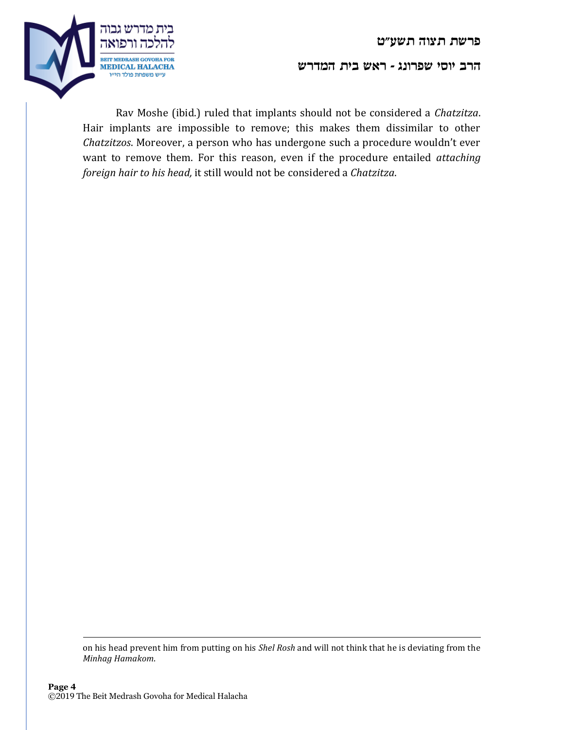Rav Moshe (ibid.) ruled that implants should not be considered a *Chatzitza*. Hair implants are impossible to remove; this makes them dissimilar to other *Chatzitzos*. Moreover, a person who has undergone such a procedure wouldn't ever want to remove them. For this reason, even if the procedure entailed *attaching foreign hair to his head,* it still would not be considered a *Chatzitza*.

---

on his head prevent him from putting on his *Shel Rosh* and will not think that he is deviating from the *Minhag Hamakom*.